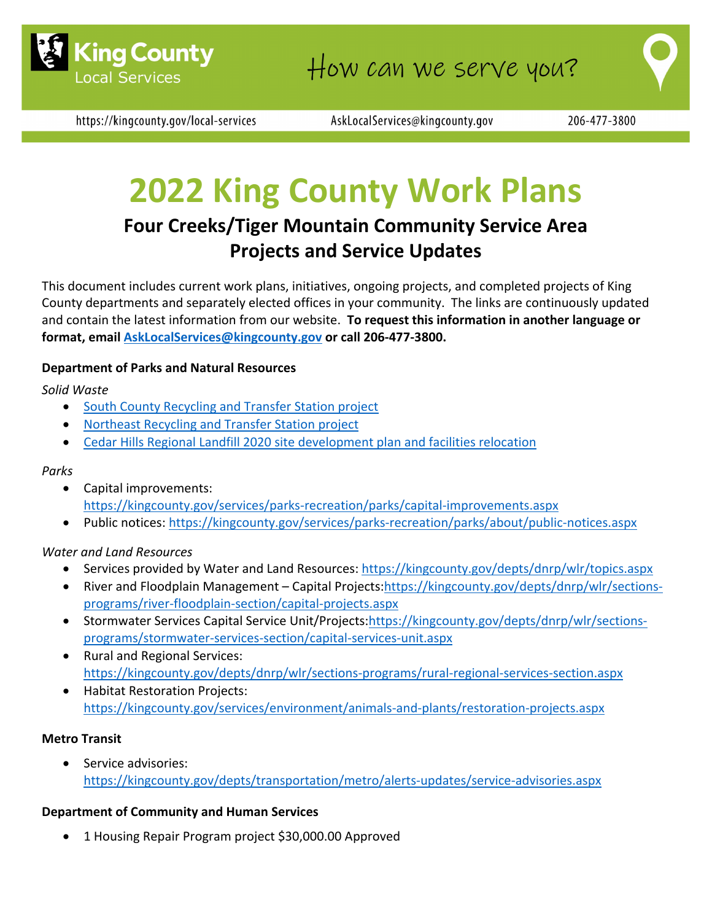King County Local Services

How can we serve you?

https://kingcounty.gov/local-services AskLocalServices@kingcounty.gov 206-477-3800

# 2022 King County Work Plans

## Four Creeks/Tiger Mountain Community Service Area Projects and Service Updates

This document includes current work plans, initiatives, ongoing projects, and completed projects of King County departments and separately elected offices in your community. The links are continuously updated and contain the latest information from our website. **To request this information in another language or format, email AskLocalServices@kingcounty.gov or call 206-477-3800.**

**Department of Parks and Natural Resources**

*Solid Waste*

- South County Recycling and Transfer Station project
- Northeast Recycling and Transfer Station project
- Cedar Hills Regional Landfill 2020 site development plan and facilities relocation

*Parks*

- Capital improvements: https://kingcounty.gov/services/parks-recreation/parks/capital-improvements.aspx
- Public notices: https://kingcounty.gov/services/parks-recreation/parks/about/public-notices.aspx

*Water and Land Resources*

- Services provided by Water and Land Resources: https://kingcounty.gov/depts/dnrp/wlr/topics.aspx
- River and Floodplain Management – Capital Projects:https://kingcounty.gov/depts/dnrp/wlr/sections-programs/river-floodplain-section/capital-projects.aspx
- Stormwater Services Capital Service Unit/Projects:https://kingcounty.gov/depts/dnrp/wlr/sections-programs/stormwater-services-section/capital-services-unit.aspx
- Rural and Regional Services: https://kingcounty.gov/depts/dnrp/wlr/sections-programs/rural-regional-services-section.aspx
- Habitat Restoration Projects: https://kingcounty.gov/services/environment/animals-and-plants/restoration-projects.aspx

**Metro Transit**

- Service advisories: https://kingcounty.gov/depts/transportation/metro/alerts-updates/service-advisories.aspx

**Department of Community and Human Services**

- 1 Housing Repair Program project $30,000.00 Approved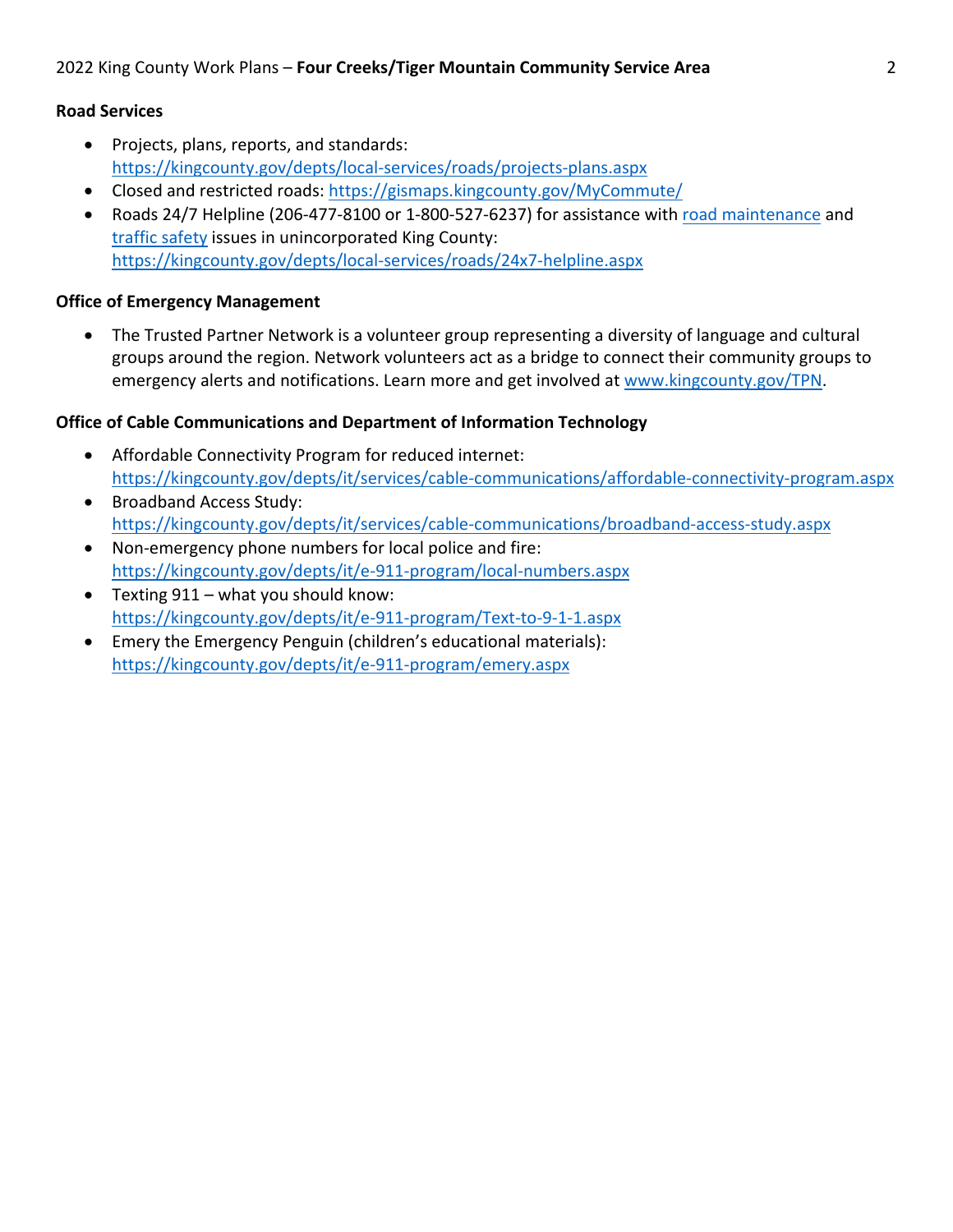**Road Services**

- Projects, plans, reports, and standards: https://kingcounty.gov/depts/local-services/roads/projects-plans.aspx
- Closed and restricted roads: https://gismaps.kingcounty.gov/MyCommute/
- Roads 24/7 Helpline (206-477-8100 or 1-800-527-6237) for assistance with road maintenance and traffic safety issues in unincorporated King County: https://kingcounty.gov/depts/local-services/roads/24x7-helpline.aspx

**Office of Emergency Management**

- The Trusted Partner Network is a volunteer group representing a diversity of language and cultural groups around the region. Network volunteers act as a bridge to connect their community groups to emergency alerts and notifications. Learn more and get involved at www.kingcounty.gov/TPN.

**Office of Cable Communications and Department of Information Technology**

- Affordable Connectivity Program for reduced internet: https://kingcounty.gov/depts/it/services/cable-communications/affordable-connectivity-program.aspx
- Broadband Access Study: https://kingcounty.gov/depts/it/services/cable-communications/broadband-access-study.aspx
- Non-emergency phone numbers for local police and fire: https://kingcounty.gov/depts/it/e-911-program/local-numbers.aspx
- Texting 911 – what you should know: https://kingcounty.gov/depts/it/e-911-program/Text-to-9-1-1.aspx
- Emery the Emergency Penguin (children's educational materials): https://kingcounty.gov/depts/it/e-911-program/emery.aspx